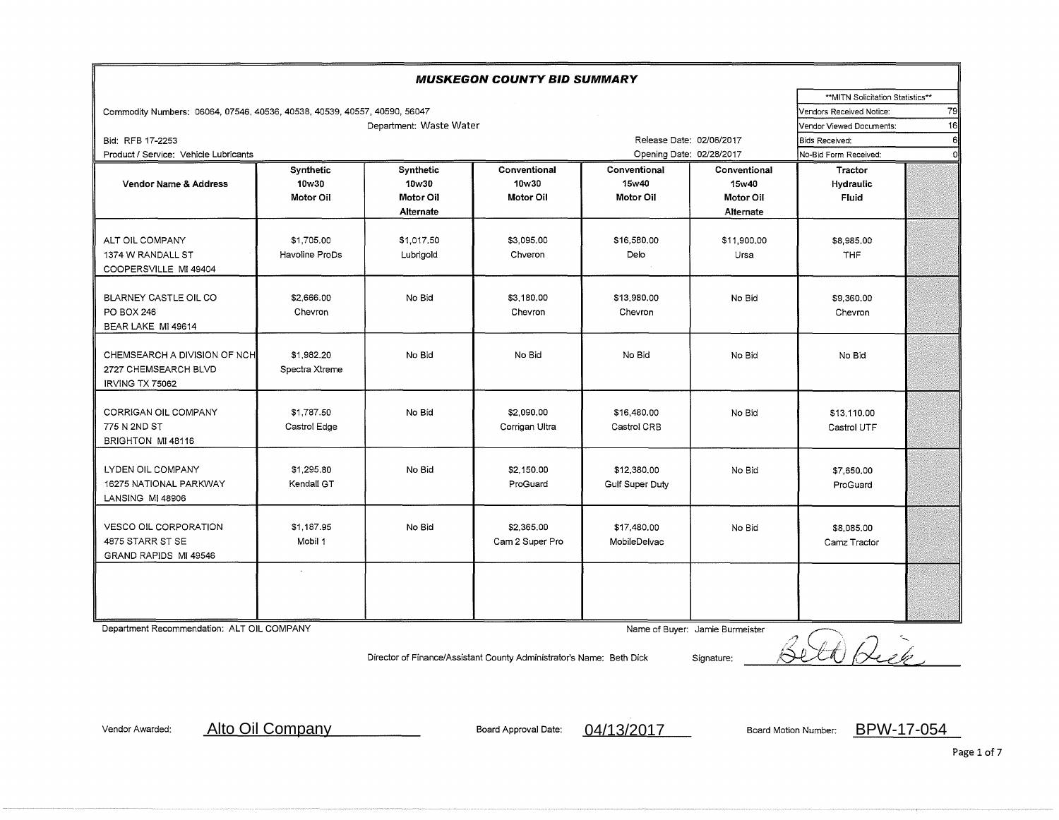# MUSKEGON COUNTY BID SUMMARY

Commodity Numbers: 06064, 07546, 40536, 40538, 40539, 40557, 40590, 56047

Department: Waste Water

Bid: RFB 17-2253

Product / Service: Vehicle Lubricants

Release Date: 02/06/2017

Opening Date: 02/28/2017

| **MITN Solicitation Statistics** | |
|---|---|
| Vendors Received Notice: | 79 |
| Vendor Viewed Documents: | 16 |
| Bids Received: | 6 |
| No-Bid Form Received: | 0 |

| Vendor Name & Address | Synthetic 10w30 Motor Oil | Synthetic 10w30 Motor Oil Alternate | Conventional 10w30 Motor Oil | Conventional 15w40 Motor Oil | Conventional 15w40 Motor Oil Alternate | Tractor Hydraulic Fluid |
|---|---|---|---|---|---|---|
| ALT OIL COMPANY<br>1374 W RANDALL ST<br>COOPERSVILLE MI 49404 | $1,705.00<br>Havoline ProDs | $1,017.50<br>Lubrigold | $3,095.00<br>Chveron | $16,580.00<br>Delo | $11,900.00<br>Ursa | $8,985.00<br>THF |
| BLARNEY CASTLE OIL CO<br>PO BOX 246<br>BEAR LAKE MI 49614 | $2,666.00<br>Chevron | No Bid | $3,180.00<br>Chevron | $13,980.00<br>Chevron | No Bid | $9,360.00<br>Chevron |
| CHEMSEARCH A DIVISION OF NCH<br>2727 CHEMSEARCH BLVD<br>IRVING TX 75062 | $1,982.20<br>Spectra Xtreme | No Bid | No Bid | No Bid | No Bid | No Bid |
| CORRIGAN OIL COMPANY<br>775 N 2ND ST<br>BRIGHTON MI 48116 | $1,787.50<br>Castrol Edge | No Bid | $2,090.00<br>Corrigan Ultra | $16,480.00<br>Castrol CRB | No Bid | $13,110.00<br>Castrol UTF |
| LYDEN OIL COMPANY<br>16275 NATIONAL PARKWAY<br>LANSING MI 48906 | $1,295.80<br>Kendall GT | No Bid | $2,150.00<br>ProGuard | $12,380.00<br>Gulf Super Duty | No Bid | $7,650.00<br>ProGuard |
| VESCO OIL CORPORATION<br>4875 STARR ST SE<br>GRAND RAPIDS MI 49546 | $1,187.95<br>Mobil 1 | No Bid | $2,365.00<br>Cam 2 Super Pro | $17,480.00<br>MobileDelvac | No Bid | $8,085.00<br>Camz Tractor |

Department Recommendation: ALT OIL COMPANY

Name of Buyer: Jamie Burmeister

Director of Finance/Assistant County Administrator's Name: Beth Dick

Signature: Beth Dick

Vendor Awarded: Alto Oil Company

Board Approval Date: 04/13/2017

Board Motion Number: BPW-17-054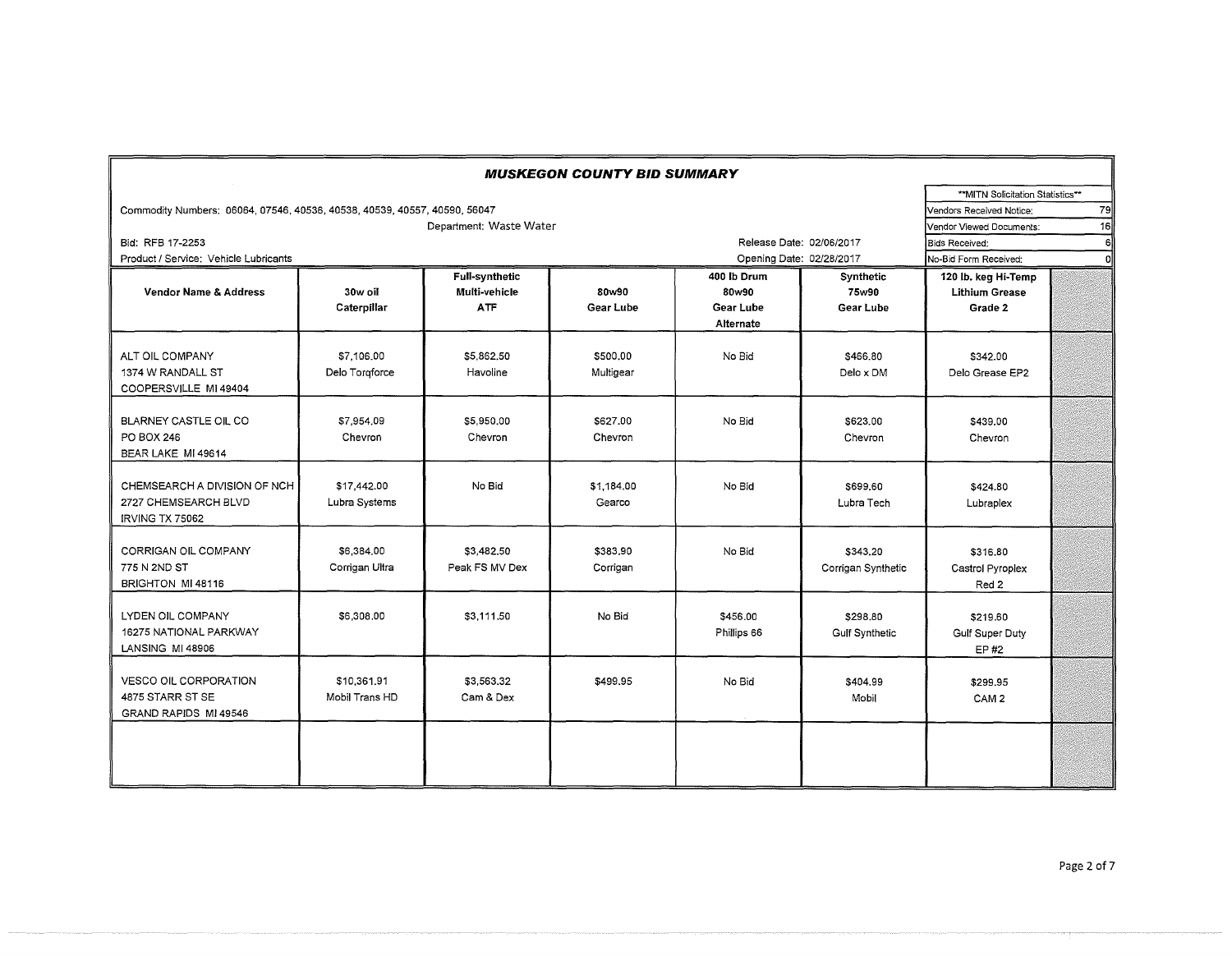# MUSKEGON COUNTY BID SUMMARY

Commodity Numbers: 06064, 07546, 40536, 40538, 40539, 40557, 40590, 56047

Department: Waste Water

Bid: RFB 17-2253

Product / Service: Vehicle Lubricants

Release Date: 02/06/2017

Opening Date: 02/28/2017

| **MITN Solicitation Statistics** | |
|---|---|
| Vendors Received Notice: | 79 |
| Vendor Viewed Documents: | 16 |
| Bids Received: | 6 |
| No-Bid Form Received: | 0 |

| Vendor Name & Address | 30w oil Caterpillar | Full-synthetic Multi-vehicle ATF | 80w90 Gear Lube | 400 lb Drum 80w90 Gear Lube Alternate | Synthetic 75w90 Gear Lube | 120 lb. keg Hi-Temp Lithium Grease Grade 2 | |
|---|---|---|---|---|---|---|---|
| ALT OIL COMPANY<br>1374 W RANDALL ST<br>COOPERSVILLE MI 49404 | $7,106.00<br>Delo Torqforce | $5,862.50<br>Havoline | $500.00<br>Multigear | No Bid | $466.80<br>Delo x DM | $342.00<br>Delo Grease EP2 | |
| BLARNEY CASTLE OIL CO<br>PO BOX 246<br>BEAR LAKE MI 49614 | $7,954.09<br>Chevron | $5,950.00<br>Chevron | $627.00<br>Chevron | No Bid | $623.00<br>Chevron | $439.00<br>Chevron | |
| CHEMSEARCH A DIVISION OF NCH<br>2727 CHEMSEARCH BLVD<br>IRVING TX 75062 | $17,442.00<br>Lubra Systems | No Bid | $1,184.00<br>Gearco | No Bid | $699.60<br>Lubra Tech | $424.80<br>Lubraplex | |
| CORRIGAN OIL COMPANY<br>775 N 2ND ST<br>BRIGHTON MI 48116 | $6,384.00<br>Corrigan Ultra | $3,482.50<br>Peak FS MV Dex | $383.90<br>Corrigan | No Bid | $343.20<br>Corrigan Synthetic | $316.80<br>Castrol Pyroplex Red 2 | |
| LYDEN OIL COMPANY<br>16275 NATIONAL PARKWAY<br>LANSING MI 48906 | $6,308.00 | $3,111.50 | No Bid | $456.00<br>Phillips 66 | $298.80<br>Gulf Synthetic | $219.60<br>Gulf Super Duty EP #2 | |
| VESCO OIL CORPORATION<br>4875 STARR ST SE<br>GRAND RAPIDS MI 49546 | $10,361.91<br>Mobil Trans HD | $3,563.32<br>Cam & Dex | $499.95 | No Bid | $404.99<br>Mobil | $299.95<br>CAM 2 | |
| | | | | | | | |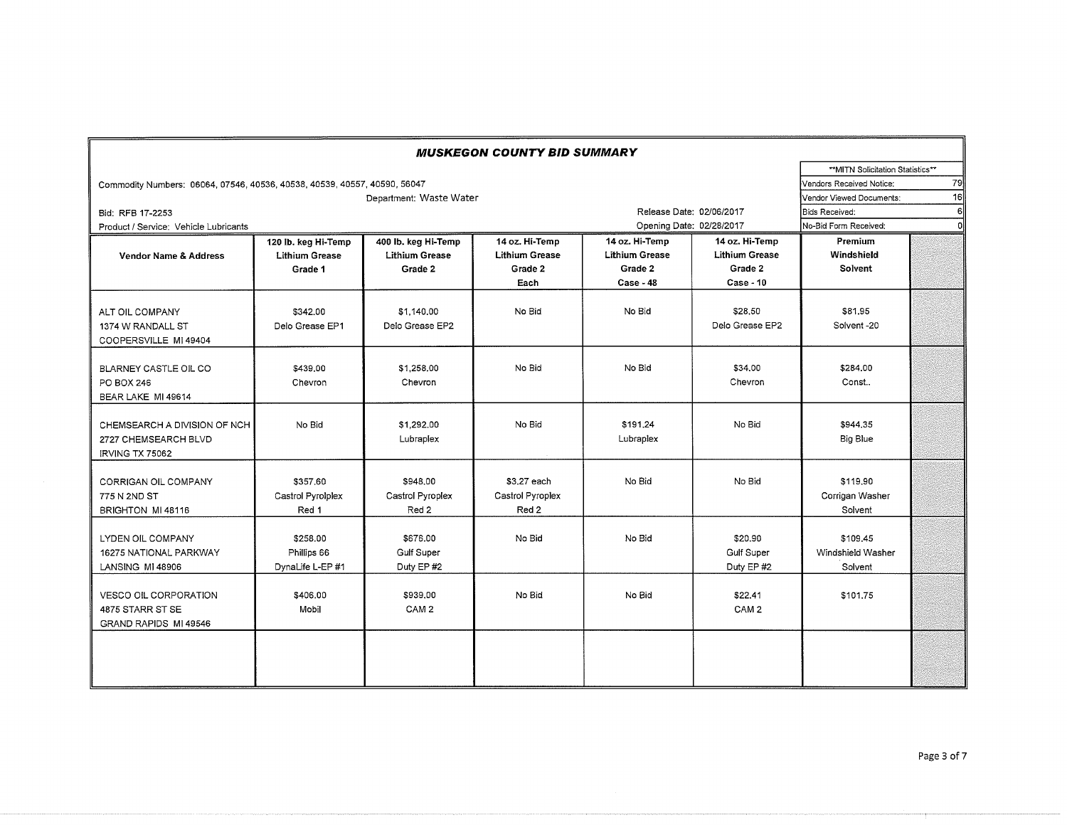# MUSKEGON COUNTY BID SUMMARY

Commodity Numbers: 06064, 07546, 40536, 40538, 40539, 40557, 40590, 56047

Department: Waste Water

Bid: RFB 17-2253

Product / Service: Vehicle Lubricants

Release Date: 02/06/2017

Opening Date: 02/28/2017

| **MITN Solicitation Statistics** | |
|---|---|
| Vendors Received Notice: | 79 |
| Vendor Viewed Documents: | 16 |
| Bids Received: | 6 |
| No-Bid Form Received: | 0 |

| Vendor Name & Address | 120 lb. keg Hi-Temp Lithium Grease Grade 1 | 400 lb. keg Hi-Temp Lithium Grease Grade 2 | 14 oz. Hi-Temp Lithium Grease Grade 2 Each | 14 oz. Hi-Temp Lithium Grease Grade 2 Case - 48 | 14 oz. Hi-Temp Lithium Grease Grade 2 Case - 10 | Premium Windshield Solvent | |
|---|---|---|---|---|---|---|---|
| ALT OIL COMPANY 1374 W RANDALL ST COOPERSVILLE MI 49404 | $342.00 Delo Grease EP1 | $1,140.00 Delo Grease EP2 | No Bid | No Bid | $28.50 Delo Grease EP2 | $81.95 Solvent -20 | |
| BLARNEY CASTLE OIL CO PO BOX 246 BEAR LAKE MI 49614 | $439.00 Chevron | $1,258.00 Chevron | No Bid | No Bid | $34.00 Chevron | $284.00 Const.. | |
| CHEMSEARCH A DIVISION OF NCH 2727 CHEMSEARCH BLVD IRVING TX 75062 | No Bid | $1,292.00 Lubraplex | No Bid | $191.24 Lubraplex | No Bid | $944.35 Big Blue | |
| CORRIGAN OIL COMPANY 775 N 2ND ST BRIGHTON MI 48116 | $357.60 Castrol Pyrolplex Red 1 | $948.00 Castrol Pyroplex Red 2 | $3.27 each Castrol Pyroplex Red 2 | No Bid | No Bid | $119.90 Corrigan Washer Solvent | |
| LYDEN OIL COMPANY 16275 NATIONAL PARKWAY LANSING MI 48906 | $258.00 Phillips 66 DynaLife L-EP #1 | $676.00 Gulf Super Duty EP #2 | No Bid | No Bid | $20.90 Gulf Super Duty EP #2 | $109.45 Windshield Washer Solvent | |
| VESCO OIL CORPORATION 4875 STARR ST SE GRAND RAPIDS MI 49546 | $406.00 Mobil | $939.00 CAM 2 | No Bid | No Bid | $22.41 CAM 2 | $101.75 | |
| | | | | | | | |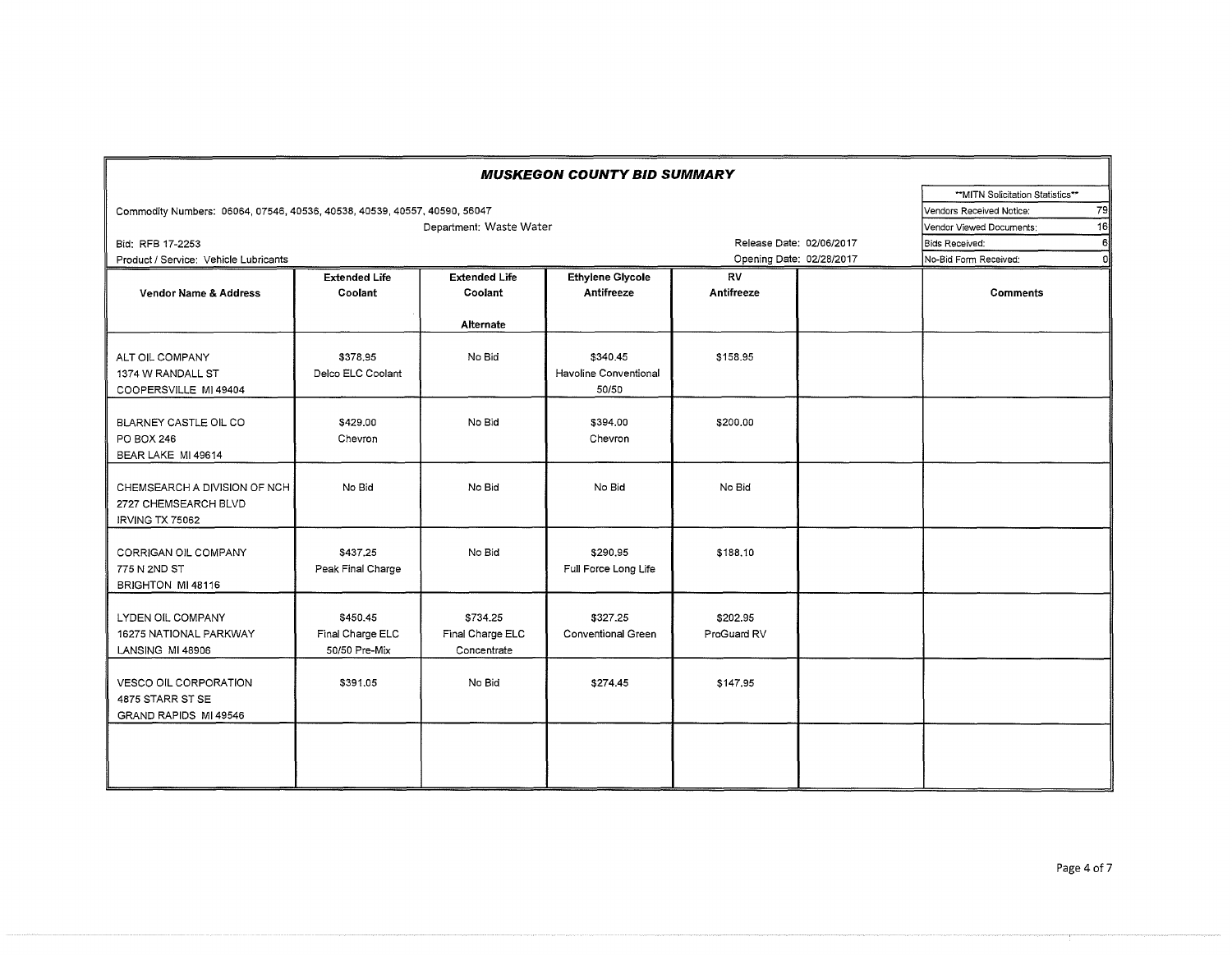# MUSKEGON COUNTY BID SUMMARY

Commodity Numbers: 06064, 07546, 40536, 40538, 40539, 40557, 40590, 56047

Department: Waste Water

Bid: RFB 17-2253

Product / Service: Vehicle Lubricants

Release Date: 02/06/2017

Opening Date: 02/28/2017

| **MITN Solicitation Statistics** | |
|---|---|
| Vendors Received Notice: | 79 |
| Vendor Viewed Documents: | 16 |
| Bids Received: | 6 |
| No-Bid Form Received: | 0 |

| Vendor Name & Address | Extended Life Coolant | Extended Life Coolant Alternate | Ethylene Glycole Antifreeze | RV Antifreeze | | Comments |
|---|---|---|---|---|---|---|
| ALT OIL COMPANY<br>1374 W RANDALL ST<br>COOPERSVILLE MI 49404 | $378.95<br>Delco ELC Coolant | No Bid | $340.45<br>Havoline Conventional 50/50 | $158.95 | | |
| BLARNEY CASTLE OIL CO<br>PO BOX 246<br>BEAR LAKE MI 49614 | $429.00<br>Chevron | No Bid | $394.00<br>Chevron | $200.00 | | |
| CHEMSEARCH A DIVISION OF NCH<br>2727 CHEMSEARCH BLVD<br>IRVING TX 75062 | No Bid | No Bid | No Bid | No Bid | | |
| CORRIGAN OIL COMPANY<br>775 N 2ND ST<br>BRIGHTON MI 48116 | $437.25<br>Peak Final Charge | No Bid | $290.95<br>Full Force Long Life | $188.10 | | |
| LYDEN OIL COMPANY<br>16275 NATIONAL PARKWAY<br>LANSING MI 48906 | $450.45<br>Final Charge ELC 50/50 Pre-Mix | $734.25<br>Final Charge ELC Concentrate | $327.25<br>Conventional Green | $202.95<br>ProGuard RV | | |
| VESCO OIL CORPORATION<br>4875 STARR ST SE<br>GRAND RAPIDS MI 49546 | $391.05 | No Bid | $274.45 | $147.95 | | |
| | | | | | | |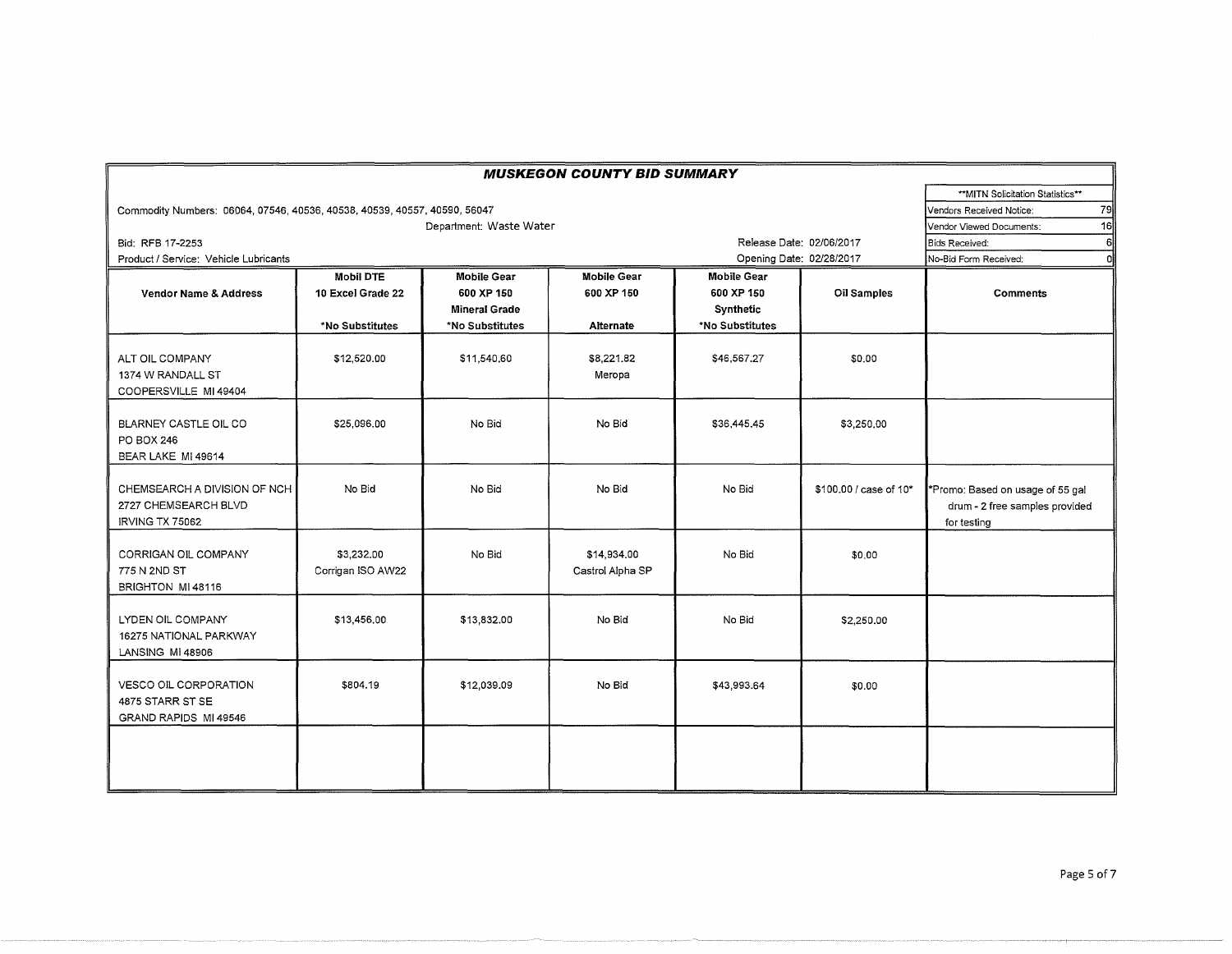## MUSKEGON COUNTY BID SUMMARY

Commodity Numbers: 06064, 07546, 40536, 40538, 40539, 40557, 40590, 56047

Department: Waste Water

Bid: RFB 17-2253

Product / Service: Vehicle Lubricants

Release Date: 02/06/2017

Opening Date: 02/28/2017

| **MITN Solicitation Statistics** | |
|---|---|
| Vendors Received Notice: | 79 |
| Vendor Viewed Documents: | 16 |
| Bids Received: | 6 |
| No-Bid Form Received: | 0 |

| Vendor Name & Address | Mobil DTE 10 Excel Grade 22 *No Substitutes | Mobile Gear 600 XP 150 Mineral Grade *No Substitutes | Mobile Gear 600 XP 150 Alternate | Mobile Gear 600 XP 150 Synthetic *No Substitutes | Oil Samples | Comments |
|---|---|---|---|---|---|---|
| ALT OIL COMPANY<br>1374 W RANDALL ST<br>COOPERSVILLE MI 49404 | $12,520.00 | $11,540.60 | $8,221.82<br>Meropa | $46,567.27 | $0.00 | |
| BLARNEY CASTLE OIL CO<br>PO BOX 246<br>BEAR LAKE MI 49614 | $25,096.00 | No Bid | No Bid | $36,445.45 | $3,250.00 | |
| CHEMSEARCH A DIVISION OF NCH<br>2727 CHEMSEARCH BLVD<br>IRVING TX 75062 | No Bid | No Bid | No Bid | No Bid | $100.00 / case of 10* | *Promo: Based on usage of 55 gal drum - 2 free samples provided for testing |
| CORRIGAN OIL COMPANY<br>775 N 2ND ST<br>BRIGHTON MI 48116 | $3,232.00<br>Corrigan ISO AW22 | No Bid | $14,934.00<br>Castrol Alpha SP | No Bid | $0.00 | |
| LYDEN OIL COMPANY<br>16275 NATIONAL PARKWAY<br>LANSING MI 48906 | $13,456.00 | $13,832.00 | No Bid | No Bid | $2,250.00 | |
| VESCO OIL CORPORATION<br>4875 STARR ST SE<br>GRAND RAPIDS MI 49546 | $804.19 | $12,039.09 | No Bid | $43,993.64 | $0.00 | |
| | | | | | | |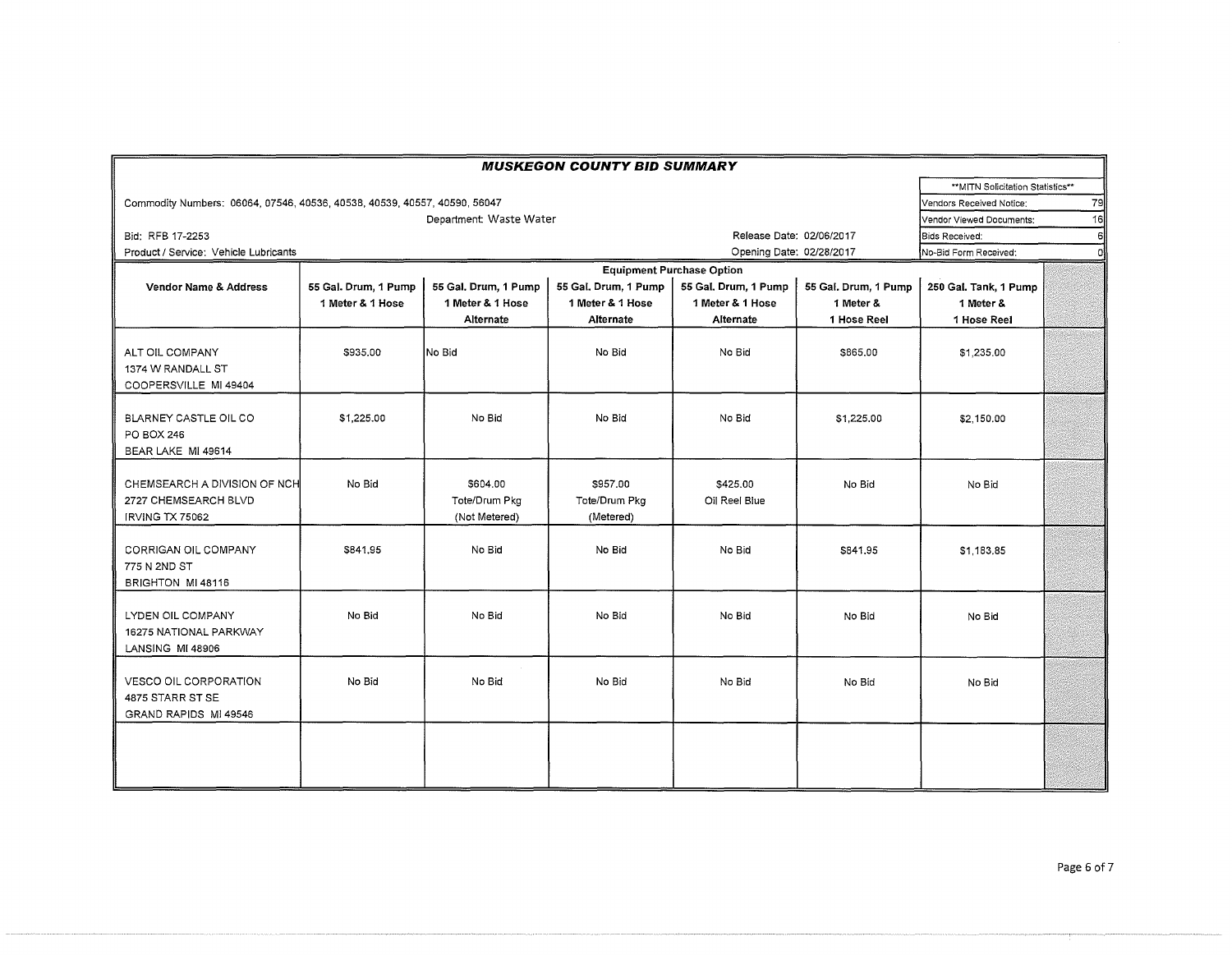# MUSKEGON COUNTY BID SUMMARY

Commodity Numbers: 06064, 07546, 40536, 40538, 40539, 40557, 40590, 56047

Department: Waste Water

Bid: RFB 17-2253

Product / Service: Vehicle Lubricants

Release Date: 02/06/2017

Opening Date: 02/28/2017

| **MITN Solicitation Statistics** | |
|---|---|
| Vendors Received Notice: | 79 |
| Vendor Viewed Documents: | 16 |
| Bids Received: | 6 |
| No-Bid Form Received: | 0 |

| Vendor Name & Address | Equipment Purchase Option | | | | | |
|---|---|---|---|---|---|---|
| | 55 Gal. Drum, 1 Pump 1 Meter & 1 Hose | 55 Gal. Drum, 1 Pump 1 Meter & 1 Hose Alternate | 55 Gal. Drum, 1 Pump 1 Meter & 1 Hose Alternate | 55 Gal. Drum, 1 Pump 1 Meter & 1 Hose Alternate | 55 Gal. Drum, 1 Pump 1 Meter & 1 Hose Reel | 250 Gal. Tank, 1 Pump 1 Meter & 1 Hose Reel |
| ALT OIL COMPANY<br>1374 W RANDALL ST<br>COOPERSVILLE MI 49404 | $935.00 | No Bid | No Bid | No Bid | $865.00 | $1,235.00 |
| BLARNEY CASTLE OIL CO<br>PO BOX 246<br>BEAR LAKE MI 49614 | $1,225.00 | No Bid | No Bid | No Bid | $1,225.00 | $2,150.00 |
| CHEMSEARCH A DIVISION OF NCH<br>2727 CHEMSEARCH BLVD<br>IRVING TX 75062 | No Bid | $604.00<br>Tote/Drum Pkg<br>(Not Metered) | $957.00<br>Tote/Drum Pkg<br>(Metered) | $425.00<br>Oil Reel Blue | No Bid | No Bid |
| CORRIGAN OIL COMPANY<br>775 N 2ND ST<br>BRIGHTON MI 48116 | $841.95 | No Bid | No Bid | No Bid | $841.95 | $1,183.85 |
| LYDEN OIL COMPANY<br>16275 NATIONAL PARKWAY<br>LANSING MI 48906 | No Bid | No Bid | No Bid | No Bid | No Bid | No Bid |
| VESCO OIL CORPORATION<br>4875 STARR ST SE<br>GRAND RAPIDS MI 49546 | No Bid | No Bid | No Bid | No Bid | No Bid | No Bid |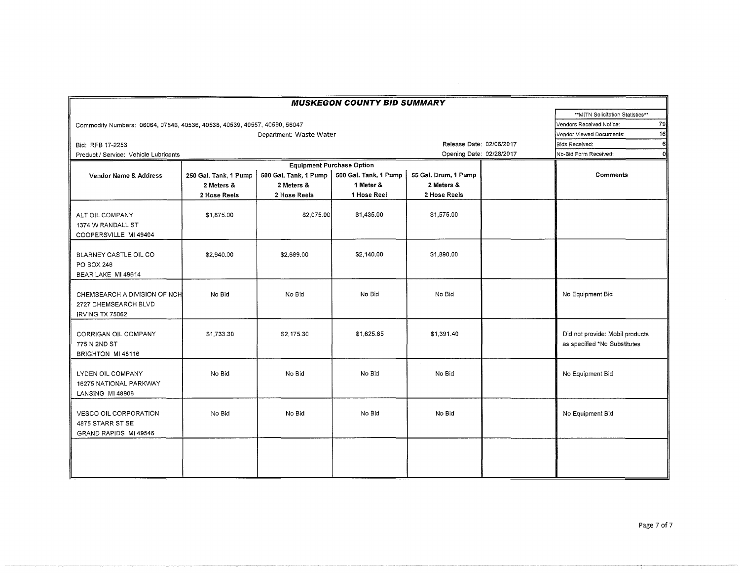# MUSKEGON COUNTY BID SUMMARY

Commodity Numbers: 06064, 07546, 40536, 40538, 40539, 40557, 40590, 56047

Department: Waste Water

Bid: RFB 17-2253

Product / Service: Vehicle Lubricants

Release Date: 02/06/2017

Opening Date: 02/28/2017

| **MITN Solicitation Statistics** | |
|---|---|
| Vendors Received Notice: | 79 |
| Vendor Viewed Documents: | 16 |
| Bids Received: | 6 |
| No-Bid Form Received: | 0 |

| | Equipment Purchase Option | | | | | |
|---|---|---|---|---|---|---|
| **Vendor Name & Address** | **250 Gal. Tank, 1 Pump 2 Meters & 2 Hose Reels** | **500 Gal. Tank, 1 Pump 2 Meters & 2 Hose Reels** | **500 Gal. Tank, 1 Pump 1 Meter & 1 Hose Reel** | **55 Gal. Drum, 1 Pump 2 Meters & 2 Hose Reels** | | **Comments** |
| ALT OIL COMPANY<br>1374 W RANDALL ST<br>COOPERSVILLE MI 49404 | $1,875.00 | $2,075.00 | $1,435.00 | $1,575.00 | | |
| BLARNEY CASTLE OIL CO<br>PO BOX 246<br>BEAR LAKE MI 49614 | $2,940.00 | $2,689.00 | $2,140.00 | $1,890.00 | | |
| CHEMSEARCH A DIVISION OF NCH<br>2727 CHEMSEARCH BLVD<br>IRVING TX 75062 | No Bid | No Bid | No Bid | No Bid | | No Equipment Bid |
| CORRIGAN OIL COMPANY<br>775 N 2ND ST<br>BRIGHTON MI 48116 | $1,733.30 | $2,175.30 | $1,625.85 | $1,391.40 | | Did not provide: Mobil products as specified *No Substitutes |
| LYDEN OIL COMPANY<br>16275 NATIONAL PARKWAY<br>LANSING MI 48906 | No Bid | No Bid | No Bid | No Bid | | No Equipment Bid |
| VESCO OIL CORPORATION<br>4875 STARR ST SE<br>GRAND RAPIDS MI 49546 | No Bid | No Bid | No Bid | No Bid | | No Equipment Bid |
| | | | | | | |